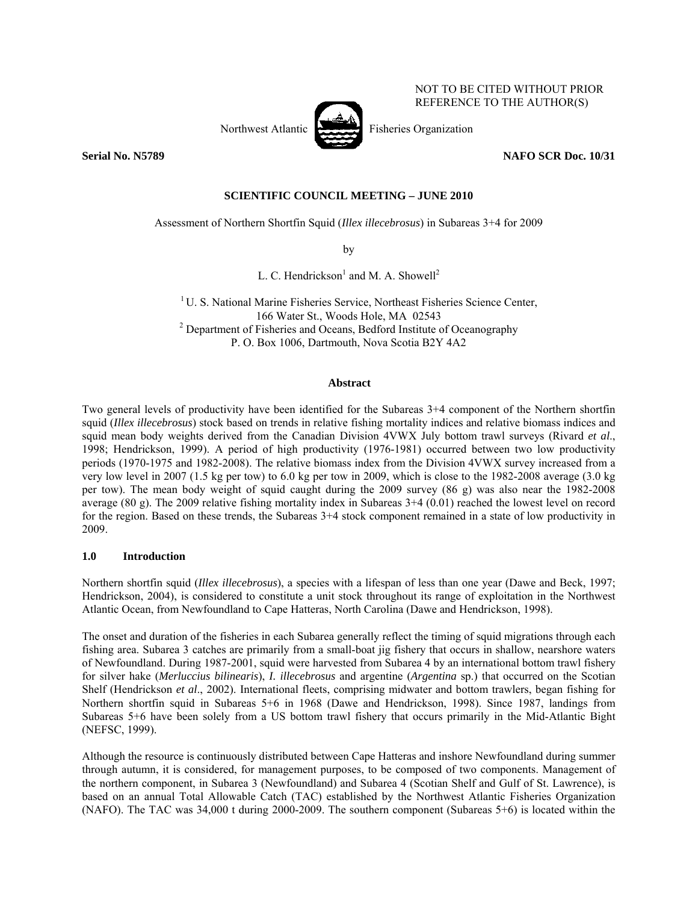NOT TO BE CITED WITHOUT PRIOR REFERENCE TO THE AUTHOR(S)

Northwest Atlantic Fisheries Organization

**Serial No. N5789** **NAFO SCR Doc. 10/31**

**SCIENTIFIC COUNCIL MEETING – JUNE 2010**

Assessment of Northern Shortfin Squid (*Illex illecebrosus*) in Subareas 3+4 for 2009

by

L. C. Hendrickson[1] and M. A. Showell[2]

[1] U. S. National Marine Fisheries Service, Northeast Fisheries Science Center, 166 Water St., Woods Hole, MA 02543
[2] Department of Fisheries and Oceans, Bedford Institute of Oceanography P. O. Box 1006, Dartmouth, Nova Scotia B2Y 4A2

## Abstract

Two general levels of productivity have been identified for the Subareas 3+4 component of the Northern shortfin squid (*Illex illecebrosus*) stock based on trends in relative fishing mortality indices and relative biomass indices and squid mean body weights derived from the Canadian Division 4VWX July bottom trawl surveys (Rivard *et al*., 1998; Hendrickson, 1999). A period of high productivity (1976-1981) occurred between two low productivity periods (1970-1975 and 1982-2008). The relative biomass index from the Division 4VWX survey increased from a very low level in 2007 (1.5 kg per tow) to 6.0 kg per tow in 2009, which is close to the 1982-2008 average (3.0 kg per tow). The mean body weight of squid caught during the 2009 survey (86 g) was also near the 1982-2008 average (80 g). The 2009 relative fishing mortality index in Subareas 3+4 (0.01) reached the lowest level on record for the region. Based on these trends, the Subareas 3+4 stock component remained in a state of low productivity in 2009.

## 1.0 Introduction

Northern shortfin squid (*Illex illecebrosus*), a species with a lifespan of less than one year (Dawe and Beck, 1997; Hendrickson, 2004), is considered to constitute a unit stock throughout its range of exploitation in the Northwest Atlantic Ocean, from Newfoundland to Cape Hatteras, North Carolina (Dawe and Hendrickson, 1998).

The onset and duration of the fisheries in each Subarea generally reflect the timing of squid migrations through each fishing area. Subarea 3 catches are primarily from a small-boat jig fishery that occurs in shallow, nearshore waters of Newfoundland. During 1987-2001, squid were harvested from Subarea 4 by an international bottom trawl fishery for silver hake (*Merluccius bilinearis*), *I. illecebrosus* and argentine (*Argentina* sp.) that occurred on the Scotian Shelf (Hendrickson *et al*., 2002). International fleets, comprising midwater and bottom trawlers, began fishing for Northern shortfin squid in Subareas 5+6 in 1968 (Dawe and Hendrickson, 1998). Since 1987, landings from Subareas 5+6 have been solely from a US bottom trawl fishery that occurs primarily in the Mid-Atlantic Bight (NEFSC, 1999).

Although the resource is continuously distributed between Cape Hatteras and inshore Newfoundland during summer through autumn, it is considered, for management purposes, to be composed of two components. Management of the northern component, in Subarea 3 (Newfoundland) and Subarea 4 (Scotian Shelf and Gulf of St. Lawrence), is based on an annual Total Allowable Catch (TAC) established by the Northwest Atlantic Fisheries Organization (NAFO). The TAC was 34,000 t during 2000-2009. The southern component (Subareas 5+6) is located within the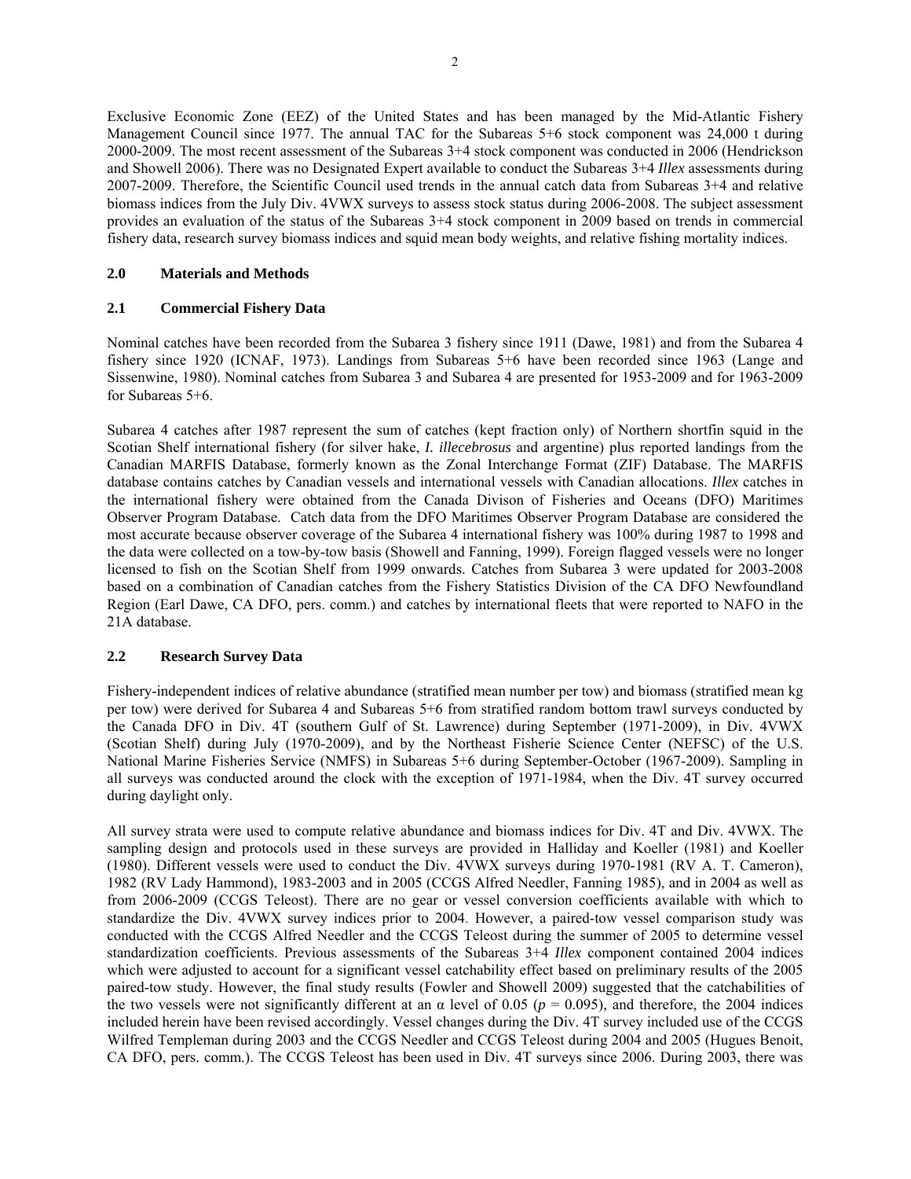Exclusive Economic Zone (EEZ) of the United States and has been managed by the Mid-Atlantic Fishery Management Council since 1977. The annual TAC for the Subareas 5+6 stock component was 24,000 t during 2000-2009. The most recent assessment of the Subareas 3+4 stock component was conducted in 2006 (Hendrickson and Showell 2006). There was no Designated Expert available to conduct the Subareas 3+4 *Illex* assessments during 2007-2009. Therefore, the Scientific Council used trends in the annual catch data from Subareas 3+4 and relative biomass indices from the July Div. 4VWX surveys to assess stock status during 2006-2008. The subject assessment provides an evaluation of the status of the Subareas 3+4 stock component in 2009 based on trends in commercial fishery data, research survey biomass indices and squid mean body weights, and relative fishing mortality indices.

## 2.0 Materials and Methods

### 2.1 Commercial Fishery Data

Nominal catches have been recorded from the Subarea 3 fishery since 1911 (Dawe, 1981) and from the Subarea 4 fishery since 1920 (ICNAF, 1973). Landings from Subareas 5+6 have been recorded since 1963 (Lange and Sissenwine, 1980). Nominal catches from Subarea 3 and Subarea 4 are presented for 1953-2009 and for 1963-2009 for Subareas 5+6.

Subarea 4 catches after 1987 represent the sum of catches (kept fraction only) of Northern shortfin squid in the Scotian Shelf international fishery (for silver hake, ***I. illecebrosus*** and argentine) plus reported landings from the Canadian MARFIS Database, formerly known as the Zonal Interchange Format (ZIF) Database. The MARFIS database contains catches by Canadian vessels and international vessels with Canadian allocations. *Illex* catches in the international fishery were obtained from the Canada Divison of Fisheries and Oceans (DFO) Maritimes Observer Program Database. Catch data from the DFO Maritimes Observer Program Database are considered the most accurate because observer coverage of the Subarea 4 international fishery was 100% during 1987 to 1998 and the data were collected on a tow-by-tow basis (Showell and Fanning, 1999). Foreign flagged vessels were no longer licensed to fish on the Scotian Shelf from 1999 onwards. Catches from Subarea 3 were updated for 2003-2008 based on a combination of Canadian catches from the Fishery Statistics Division of the CA DFO Newfoundland Region (Earl Dawe, CA DFO, pers. comm.) and catches by international fleets that were reported to NAFO in the 21A database.

### 2.2 Research Survey Data

Fishery-independent indices of relative abundance (stratified mean number per tow) and biomass (stratified mean kg per tow) were derived for Subarea 4 and Subareas 5+6 from stratified random bottom trawl surveys conducted by the Canada DFO in Div. 4T (southern Gulf of St. Lawrence) during September (1971-2009), in Div. 4VWX (Scotian Shelf) during July (1970-2009), and by the Northeast Fisherie Science Center (NEFSC) of the U.S. National Marine Fisheries Service (NMFS) in Subareas 5+6 during September-October (1967-2009). Sampling in all surveys was conducted around the clock with the exception of 1971-1984, when the Div. 4T survey occurred during daylight only.

All survey strata were used to compute relative abundance and biomass indices for Div. 4T and Div. 4VWX. The sampling design and protocols used in these surveys are provided in Halliday and Koeller (1981) and Koeller (1980). Different vessels were used to conduct the Div. 4VWX surveys during 1970-1981 (RV A. T. Cameron), 1982 (RV Lady Hammond), 1983-2003 and in 2005 (CCGS Alfred Needler, Fanning 1985), and in 2004 as well as from 2006-2009 (CCGS Teleost). There are no gear or vessel conversion coefficients available with which to standardize the Div. 4VWX survey indices prior to 2004. However, a paired-tow vessel comparison study was conducted with the CCGS Alfred Needler and the CCGS Teleost during the summer of 2005 to determine vessel standardization coefficients. Previous assessments of the Subareas 3+4 *Illex* component contained 2004 indices which were adjusted to account for a significant vessel catchability effect based on preliminary results of the 2005 paired-tow study. However, the final study results (Fowler and Showell 2009) suggested that the catchabilities of the two vessels were not significantly different at an $\alpha$ level of 0.05 ($p = 0.095$), and therefore, the 2004 indices included herein have been revised accordingly. Vessel changes during the Div. 4T survey included use of the CCGS Wilfred Templeman during 2003 and the CCGS Needler and CCGS Teleost during 2004 and 2005 (Hugues Benoit, CA DFO, pers. comm.). The CCGS Teleost has been used in Div. 4T surveys since 2006. During 2003, there was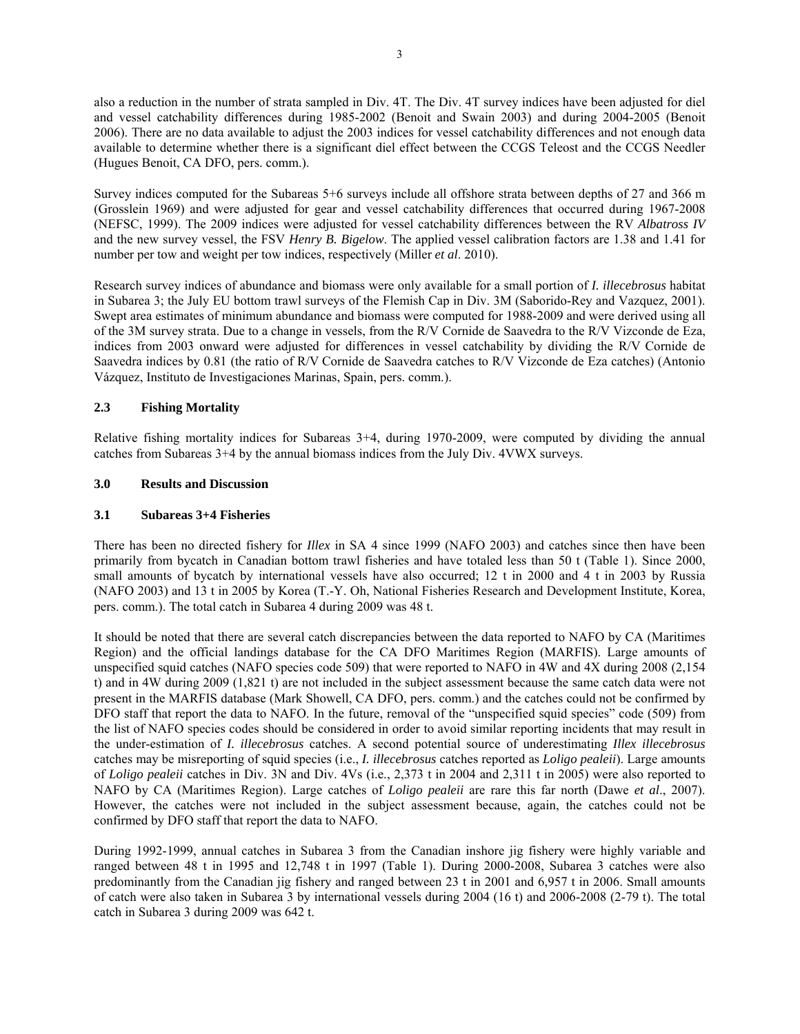also a reduction in the number of strata sampled in Div. 4T. The Div. 4T survey indices have been adjusted for diel and vessel catchability differences during 1985-2002 (Benoit and Swain 2003) and during 2004-2005 (Benoit 2006). There are no data available to adjust the 2003 indices for vessel catchability differences and not enough data available to determine whether there is a significant diel effect between the CCGS Teleost and the CCGS Needler (Hugues Benoit, CA DFO, pers. comm.).

Survey indices computed for the Subareas 5+6 surveys include all offshore strata between depths of 27 and 366 m (Grosslein 1969) and were adjusted for gear and vessel catchability differences that occurred during 1967-2008 (NEFSC, 1999). The 2009 indices were adjusted for vessel catchability differences between the RV *Albatross IV* and the new survey vessel, the FSV *Henry B. Bigelow*. The applied vessel calibration factors are 1.38 and 1.41 for number per tow and weight per tow indices, respectively (Miller *et al*. 2010).

Research survey indices of abundance and biomass were only available for a small portion of *I. illecebrosus* habitat in Subarea 3; the July EU bottom trawl surveys of the Flemish Cap in Div. 3M (Saborido-Rey and Vazquez, 2001). Swept area estimates of minimum abundance and biomass were computed for 1988-2009 and were derived using all of the 3M survey strata. Due to a change in vessels, from the R/V Cornide de Saavedra to the R/V Vizconde de Eza, indices from 2003 onward were adjusted for differences in vessel catchability by dividing the R/V Cornide de Saavedra indices by 0.81 (the ratio of R/V Cornide de Saavedra catches to R/V Vizconde de Eza catches) (Antonio Vázquez, Instituto de Investigaciones Marinas, Spain, pers. comm.).

### 2.3 Fishing Mortality

Relative fishing mortality indices for Subareas 3+4, during 1970-2009, were computed by dividing the annual catches from Subareas 3+4 by the annual biomass indices from the July Div. 4VWX surveys.

## 3.0 Results and Discussion

### 3.1 Subareas 3+4 Fisheries

There has been no directed fishery for *Illex* in SA 4 since 1999 (NAFO 2003) and catches since then have been primarily from bycatch in Canadian bottom trawl fisheries and have totaled less than 50 t (Table 1). Since 2000, small amounts of bycatch by international vessels have also occurred; 12 t in 2000 and 4 t in 2003 by Russia (NAFO 2003) and 13 t in 2005 by Korea (T.-Y. Oh, National Fisheries Research and Development Institute, Korea, pers. comm.). The total catch in Subarea 4 during 2009 was 48 t.

It should be noted that there are several catch discrepancies between the data reported to NAFO by CA (Maritimes Region) and the official landings database for the CA DFO Maritimes Region (MARFIS). Large amounts of unspecified squid catches (NAFO species code 509) that were reported to NAFO in 4W and 4X during 2008 (2,154 t) and in 4W during 2009 (1,821 t) are not included in the subject assessment because the same catch data were not present in the MARFIS database (Mark Showell, CA DFO, pers. comm.) and the catches could not be confirmed by DFO staff that report the data to NAFO. In the future, removal of the "unspecified squid species" code (509) from the list of NAFO species codes should be considered in order to avoid similar reporting incidents that may result in the under-estimation of *I. illecebrosus* catches. A second potential source of underestimating *Illex illecebrosus* catches may be misreporting of squid species (i.e., *I. illecebrosus* catches reported as *Loligo pealeii*). Large amounts of *Loligo pealeii* catches in Div. 3N and Div. 4Vs (i.e., 2,373 t in 2004 and 2,311 t in 2005) were also reported to NAFO by CA (Maritimes Region). Large catches of *Loligo pealeii* are rare this far north (Dawe *et al*., 2007). However, the catches were not included in the subject assessment because, again, the catches could not be confirmed by DFO staff that report the data to NAFO.

During 1992-1999, annual catches in Subarea 3 from the Canadian inshore jig fishery were highly variable and ranged between 48 t in 1995 and 12,748 t in 1997 (Table 1). During 2000-2008, Subarea 3 catches were also predominantly from the Canadian jig fishery and ranged between 23 t in 2001 and 6,957 t in 2006. Small amounts of catch were also taken in Subarea 3 by international vessels during 2004 (16 t) and 2006-2008 (2-79 t). The total catch in Subarea 3 during 2009 was 642 t.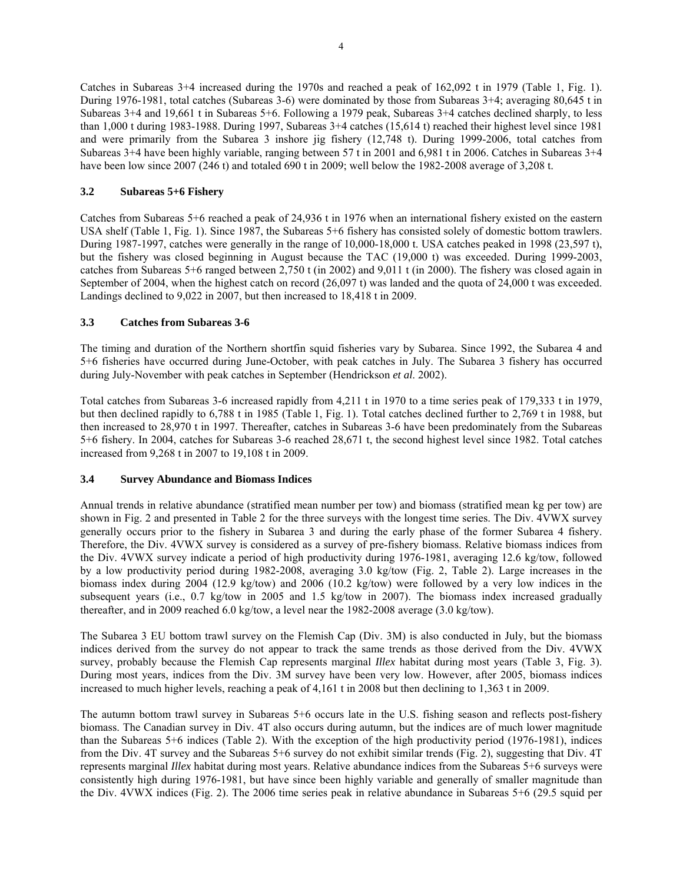Catches in Subareas 3+4 increased during the 1970s and reached a peak of 162,092 t in 1979 (Table 1, Fig. 1). During 1976-1981, total catches (Subareas 3-6) were dominated by those from Subareas 3+4; averaging 80,645 t in Subareas 3+4 and 19,661 t in Subareas 5+6. Following a 1979 peak, Subareas 3+4 catches declined sharply, to less than 1,000 t during 1983-1988. During 1997, Subareas 3+4 catches (15,614 t) reached their highest level since 1981 and were primarily from the Subarea 3 inshore jig fishery (12,748 t). During 1999-2006, total catches from Subareas 3+4 have been highly variable, ranging between 57 t in 2001 and 6,981 t in 2006. Catches in Subareas 3+4 have been low since 2007 (246 t) and totaled 690 t in 2009; well below the 1982-2008 average of 3,208 t.

### 3.2 Subareas 5+6 Fishery

Catches from Subareas 5+6 reached a peak of 24,936 t in 1976 when an international fishery existed on the eastern USA shelf (Table 1, Fig. 1). Since 1987, the Subareas 5+6 fishery has consisted solely of domestic bottom trawlers. During 1987-1997, catches were generally in the range of 10,000-18,000 t. USA catches peaked in 1998 (23,597 t), but the fishery was closed beginning in August because the TAC (19,000 t) was exceeded. During 1999-2003, catches from Subareas 5+6 ranged between 2,750 t (in 2002) and 9,011 t (in 2000). The fishery was closed again in September of 2004, when the highest catch on record (26,097 t) was landed and the quota of 24,000 t was exceeded. Landings declined to 9,022 in 2007, but then increased to 18,418 t in 2009.

### 3.3 Catches from Subareas 3-6

The timing and duration of the Northern shortfin squid fisheries vary by Subarea. Since 1992, the Subarea 4 and 5+6 fisheries have occurred during June-October, with peak catches in July. The Subarea 3 fishery has occurred during July-November with peak catches in September (Hendrickson *et al*. 2002).

Total catches from Subareas 3-6 increased rapidly from 4,211 t in 1970 to a time series peak of 179,333 t in 1979, but then declined rapidly to 6,788 t in 1985 (Table 1, Fig. 1). Total catches declined further to 2,769 t in 1988, but then increased to 28,970 t in 1997. Thereafter, catches in Subareas 3-6 have been predominately from the Subareas 5+6 fishery. In 2004, catches for Subareas 3-6 reached 28,671 t, the second highest level since 1982. Total catches increased from 9,268 t in 2007 to 19,108 t in 2009.

### 3.4 Survey Abundance and Biomass Indices

Annual trends in relative abundance (stratified mean number per tow) and biomass (stratified mean kg per tow) are shown in Fig. 2 and presented in Table 2 for the three surveys with the longest time series. The Div. 4VWX survey generally occurs prior to the fishery in Subarea 3 and during the early phase of the former Subarea 4 fishery. Therefore, the Div. 4VWX survey is considered as a survey of pre-fishery biomass. Relative biomass indices from the Div. 4VWX survey indicate a period of high productivity during 1976-1981, averaging 12.6 kg/tow, followed by a low productivity period during 1982-2008, averaging 3.0 kg/tow (Fig. 2, Table 2). Large increases in the biomass index during 2004 (12.9 kg/tow) and 2006 (10.2 kg/tow) were followed by a very low indices in the subsequent years (i.e., 0.7 kg/tow in 2005 and 1.5 kg/tow in 2007). The biomass index increased gradually thereafter, and in 2009 reached 6.0 kg/tow, a level near the 1982-2008 average (3.0 kg/tow).

The Subarea 3 EU bottom trawl survey on the Flemish Cap (Div. 3M) is also conducted in July, but the biomass indices derived from the survey do not appear to track the same trends as those derived from the Div. 4VWX survey, probably because the Flemish Cap represents marginal *Illex* habitat during most years (Table 3, Fig. 3). During most years, indices from the Div. 3M survey have been very low. However, after 2005, biomass indices increased to much higher levels, reaching a peak of 4,161 t in 2008 but then declining to 1,363 t in 2009.

The autumn bottom trawl survey in Subareas 5+6 occurs late in the U.S. fishing season and reflects post-fishery biomass. The Canadian survey in Div. 4T also occurs during autumn, but the indices are of much lower magnitude than the Subareas 5+6 indices (Table 2). With the exception of the high productivity period (1976-1981), indices from the Div. 4T survey and the Subareas 5+6 survey do not exhibit similar trends (Fig. 2), suggesting that Div. 4T represents marginal *Illex* habitat during most years. Relative abundance indices from the Subareas 5+6 surveys were consistently high during 1976-1981, but have since been highly variable and generally of smaller magnitude than the Div. 4VWX indices (Fig. 2). The 2006 time series peak in relative abundance in Subareas 5+6 (29.5 squid per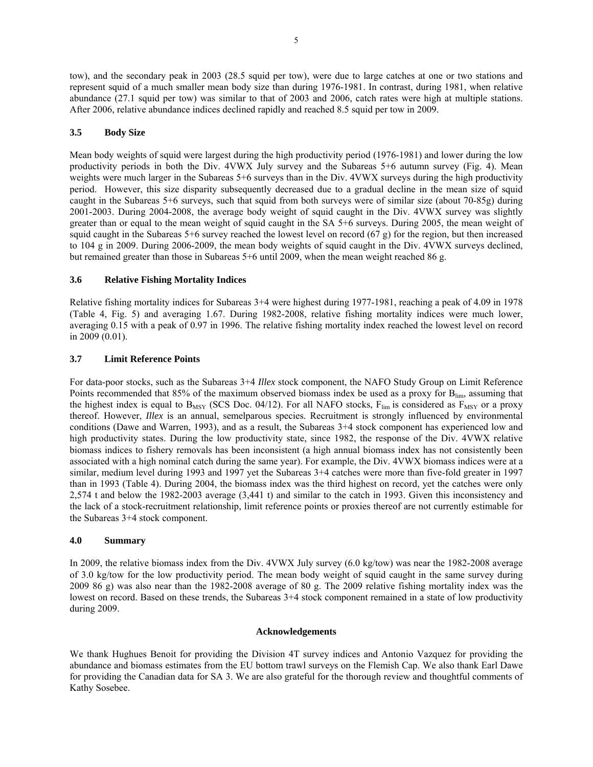tow), and the secondary peak in 2003 (28.5 squid per tow), were due to large catches at one or two stations and represent squid of a much smaller mean body size than during 1976-1981. In contrast, during 1981, when relative abundance (27.1 squid per tow) was similar to that of 2003 and 2006, catch rates were high at multiple stations. After 2006, relative abundance indices declined rapidly and reached 8.5 squid per tow in 2009.

### 3.5 Body Size

Mean body weights of squid were largest during the high productivity period (1976-1981) and lower during the low productivity periods in both the Div. 4VWX July survey and the Subareas 5+6 autumn survey (Fig. 4). Mean weights were much larger in the Subareas 5+6 surveys than in the Div. 4VWX surveys during the high productivity period. However, this size disparity subsequently decreased due to a gradual decline in the mean size of squid caught in the Subareas 5+6 surveys, such that squid from both surveys were of similar size (about 70-85g) during 2001-2003. During 2004-2008, the average body weight of squid caught in the Div. 4VWX survey was slightly greater than or equal to the mean weight of squid caught in the SA 5+6 surveys. During 2005, the mean weight of squid caught in the Subareas 5+6 survey reached the lowest level on record (67 g) for the region, but then increased to 104 g in 2009. During 2006-2009, the mean body weights of squid caught in the Div. 4VWX surveys declined, but remained greater than those in Subareas 5+6 until 2009, when the mean weight reached 86 g.

### 3.6 Relative Fishing Mortality Indices

Relative fishing mortality indices for Subareas 3+4 were highest during 1977-1981, reaching a peak of 4.09 in 1978 (Table 4, Fig. 5) and averaging 1.67. During 1982-2008, relative fishing mortality indices were much lower, averaging 0.15 with a peak of 0.97 in 1996. The relative fishing mortality index reached the lowest level on record in 2009 (0.01).

### 3.7 Limit Reference Points

For data-poor stocks, such as the Subareas 3+4 *Illex* stock component, the NAFO Study Group on Limit Reference Points recommended that 85% of the maximum observed biomass index be used as a proxy for $B_{lim}$, assuming that the highest index is equal to $B_{MSY}$ (SCS Doc. 04/12). For all NAFO stocks, $F_{lim}$ is considered as $F_{MSY}$ or a proxy thereof. However, *Illex* is an annual, semelparous species. Recruitment is strongly influenced by environmental conditions (Dawe and Warren, 1993), and as a result, the Subareas 3+4 stock component has experienced low and high productivity states. During the low productivity state, since 1982, the response of the Div. 4VWX relative biomass indices to fishery removals has been inconsistent (a high annual biomass index has not consistently been associated with a high nominal catch during the same year). For example, the Div. 4VWX biomass indices were at a similar, medium level during 1993 and 1997 yet the Subareas 3+4 catches were more than five-fold greater in 1997 than in 1993 (Table 4). During 2004, the biomass index was the third highest on record, yet the catches were only 2,574 t and below the 1982-2003 average (3,441 t) and similar to the catch in 1993. Given this inconsistency and the lack of a stock-recruitment relationship, limit reference points or proxies thereof are not currently estimable for the Subareas 3+4 stock component.

## 4.0 Summary

In 2009, the relative biomass index from the Div. 4VWX July survey (6.0 kg/tow) was near the 1982-2008 average of 3.0 kg/tow for the low productivity period. The mean body weight of squid caught in the same survey during 2009 86 g) was also near than the 1982-2008 average of 80 g. The 2009 relative fishing mortality index was the lowest on record. Based on these trends, the Subareas 3+4 stock component remained in a state of low productivity during 2009.

## Acknowledgements

We thank Hughues Benoit for providing the Division 4T survey indices and Antonio Vazquez for providing the abundance and biomass estimates from the EU bottom trawl surveys on the Flemish Cap. We also thank Earl Dawe for providing the Canadian data for SA 3. We are also grateful for the thorough review and thoughtful comments of Kathy Sosebee.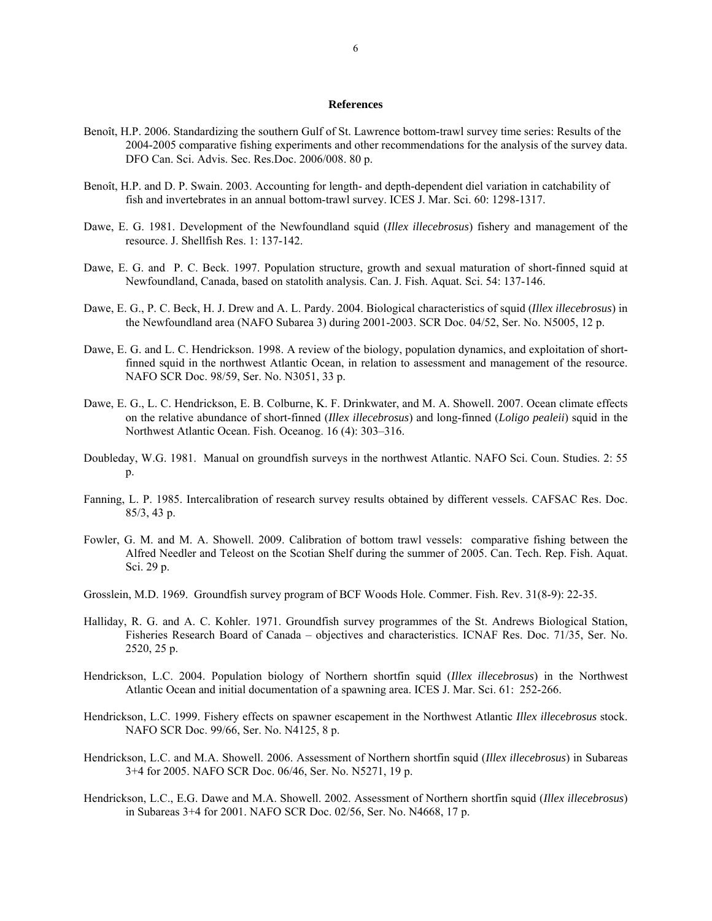## References

Benoît, H.P. 2006. Standardizing the southern Gulf of St. Lawrence bottom-trawl survey time series: Results of the 2004-2005 comparative fishing experiments and other recommendations for the analysis of the survey data. DFO Can. Sci. Advis. Sec. Res.Doc. 2006/008. 80 p.

Benoît, H.P. and D. P. Swain. 2003. Accounting for length- and depth-dependent diel variation in catchability of fish and invertebrates in an annual bottom-trawl survey. ICES J. Mar. Sci. 60: 1298-1317.

Dawe, E. G. 1981. Development of the Newfoundland squid (*Illex illecebrosus*) fishery and management of the resource. J. Shellfish Res. 1: 137-142.

Dawe, E. G. and P. C. Beck. 1997. Population structure, growth and sexual maturation of short-finned squid at Newfoundland, Canada, based on statolith analysis. Can. J. Fish. Aquat. Sci. 54: 137-146.

Dawe, E. G., P. C. Beck, H. J. Drew and A. L. Pardy. 2004. Biological characteristics of squid (*Illex illecebrosus*) in the Newfoundland area (NAFO Subarea 3) during 2001-2003. SCR Doc. 04/52, Ser. No. N5005, 12 p.

Dawe, E. G. and L. C. Hendrickson. 1998. A review of the biology, population dynamics, and exploitation of short-finned squid in the northwest Atlantic Ocean, in relation to assessment and management of the resource. NAFO SCR Doc. 98/59, Ser. No. N3051, 33 p.

Dawe, E. G., L. C. Hendrickson, E. B. Colburne, K. F. Drinkwater, and M. A. Showell. 2007. Ocean climate effects on the relative abundance of short-finned (*Illex illecebrosus*) and long-finned (*Loligo pealeii*) squid in the Northwest Atlantic Ocean. Fish. Oceanog. 16 (4): 303–316.

Doubleday, W.G. 1981. Manual on groundfish surveys in the northwest Atlantic. NAFO Sci. Coun. Studies. 2: 55 p.

Fanning, L. P. 1985. Intercalibration of research survey results obtained by different vessels. CAFSAC Res. Doc. 85/3, 43 p.

Fowler, G. M. and M. A. Showell. 2009. Calibration of bottom trawl vessels: comparative fishing between the Alfred Needler and Teleost on the Scotian Shelf during the summer of 2005. Can. Tech. Rep. Fish. Aquat. Sci. 29 p.

Grosslein, M.D. 1969. Groundfish survey program of BCF Woods Hole. Commer. Fish. Rev. 31(8-9): 22-35.

Halliday, R. G. and A. C. Kohler. 1971. Groundfish survey programmes of the St. Andrews Biological Station, Fisheries Research Board of Canada – objectives and characteristics. ICNAF Res. Doc. 71/35, Ser. No. 2520, 25 p.

Hendrickson, L.C. 2004. Population biology of Northern shortfin squid (*Illex illecebrosus*) in the Northwest Atlantic Ocean and initial documentation of a spawning area. ICES J. Mar. Sci. 61: 252-266.

Hendrickson, L.C. 1999. Fishery effects on spawner escapement in the Northwest Atlantic *Illex illecebrosus* stock. NAFO SCR Doc. 99/66, Ser. No. N4125, 8 p.

Hendrickson, L.C. and M.A. Showell. 2006. Assessment of Northern shortfin squid (*Illex illecebrosus*) in Subareas 3+4 for 2005. NAFO SCR Doc. 06/46, Ser. No. N5271, 19 p.

Hendrickson, L.C., E.G. Dawe and M.A. Showell. 2002. Assessment of Northern shortfin squid (*Illex illecebrosus*) in Subareas 3+4 for 2001. NAFO SCR Doc. 02/56, Ser. No. N4668, 17 p.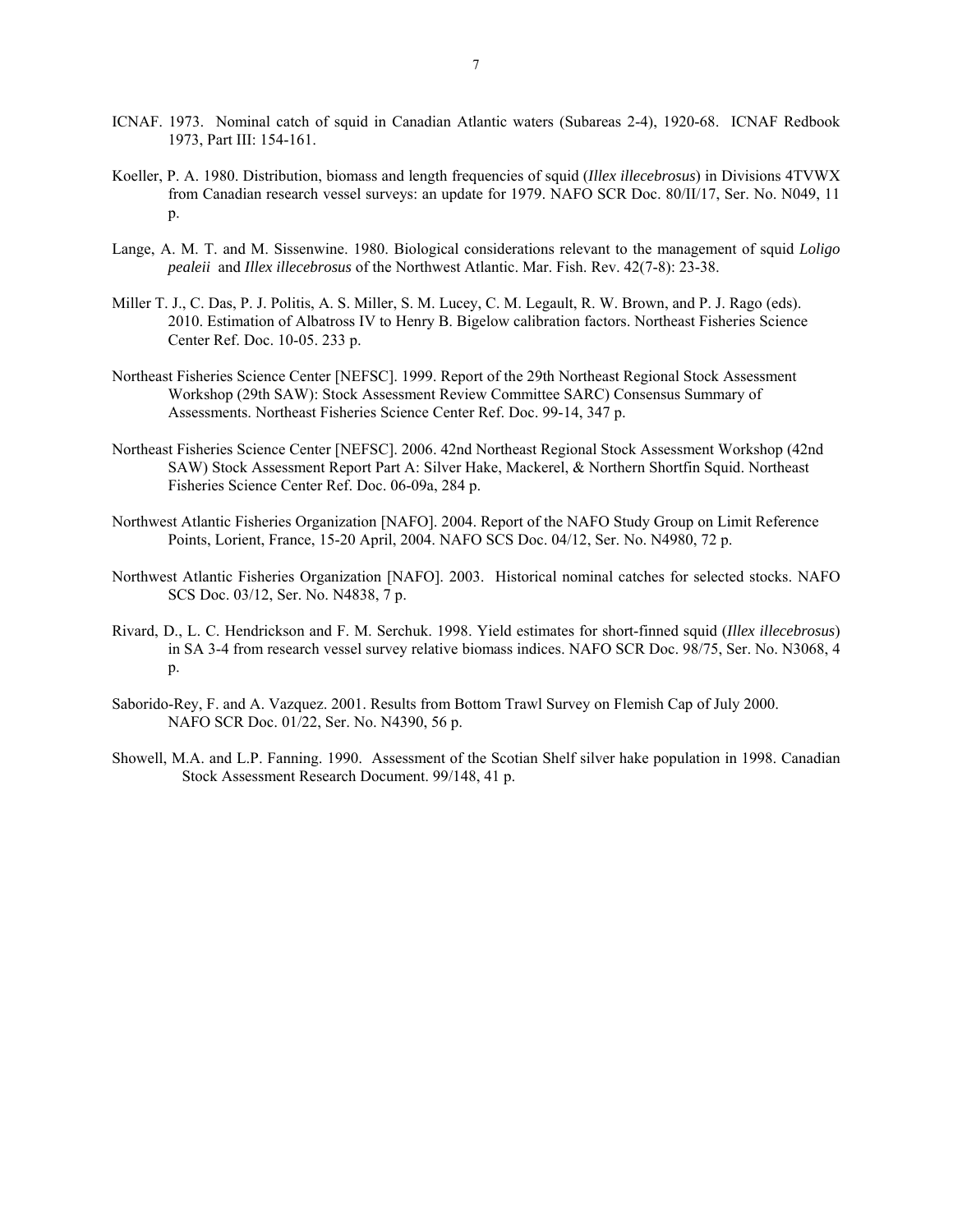ICNAF. 1973. Nominal catch of squid in Canadian Atlantic waters (Subareas 2-4), 1920-68. ICNAF Redbook 1973, Part III: 154-161.

Koeller, P. A. 1980. Distribution, biomass and length frequencies of squid (*Illex illecebrosus*) in Divisions 4TVWX from Canadian research vessel surveys: an update for 1979. NAFO SCR Doc. 80/II/17, Ser. No. N049, 11 p.

Lange, A. M. T. and M. Sissenwine. 1980. Biological considerations relevant to the management of squid *Loligo pealeii* and *Illex illecebrosus* of the Northwest Atlantic. Mar. Fish. Rev. 42(7-8): 23-38.

Miller T. J., C. Das, P. J. Politis, A. S. Miller, S. M. Lucey, C. M. Legault, R. W. Brown, and P. J. Rago (eds). 2010. Estimation of Albatross IV to Henry B. Bigelow calibration factors. Northeast Fisheries Science Center Ref. Doc. 10-05. 233 p.

Northeast Fisheries Science Center [NEFSC]. 1999. Report of the 29th Northeast Regional Stock Assessment Workshop (29th SAW): Stock Assessment Review Committee SARC) Consensus Summary of Assessments. Northeast Fisheries Science Center Ref. Doc. 99-14, 347 p.

Northeast Fisheries Science Center [NEFSC]. 2006. 42nd Northeast Regional Stock Assessment Workshop (42nd SAW) Stock Assessment Report Part A: Silver Hake, Mackerel, & Northern Shortfin Squid. Northeast Fisheries Science Center Ref. Doc. 06-09a, 284 p.

Northwest Atlantic Fisheries Organization [NAFO]. 2004. Report of the NAFO Study Group on Limit Reference Points, Lorient, France, 15-20 April, 2004. NAFO SCS Doc. 04/12, Ser. No. N4980, 72 p.

Northwest Atlantic Fisheries Organization [NAFO]. 2003. Historical nominal catches for selected stocks. NAFO SCS Doc. 03/12, Ser. No. N4838, 7 p.

Rivard, D., L. C. Hendrickson and F. M. Serchuk. 1998. Yield estimates for short-finned squid (*Illex illecebrosus*) in SA 3-4 from research vessel survey relative biomass indices. NAFO SCR Doc. 98/75, Ser. No. N3068, 4 p.

Saborido-Rey, F. and A. Vazquez. 2001. Results from Bottom Trawl Survey on Flemish Cap of July 2000. NAFO SCR Doc. 01/22, Ser. No. N4390, 56 p.

Showell, M.A. and L.P. Fanning. 1990. Assessment of the Scotian Shelf silver hake population in 1998. Canadian Stock Assessment Research Document. 99/148, 41 p.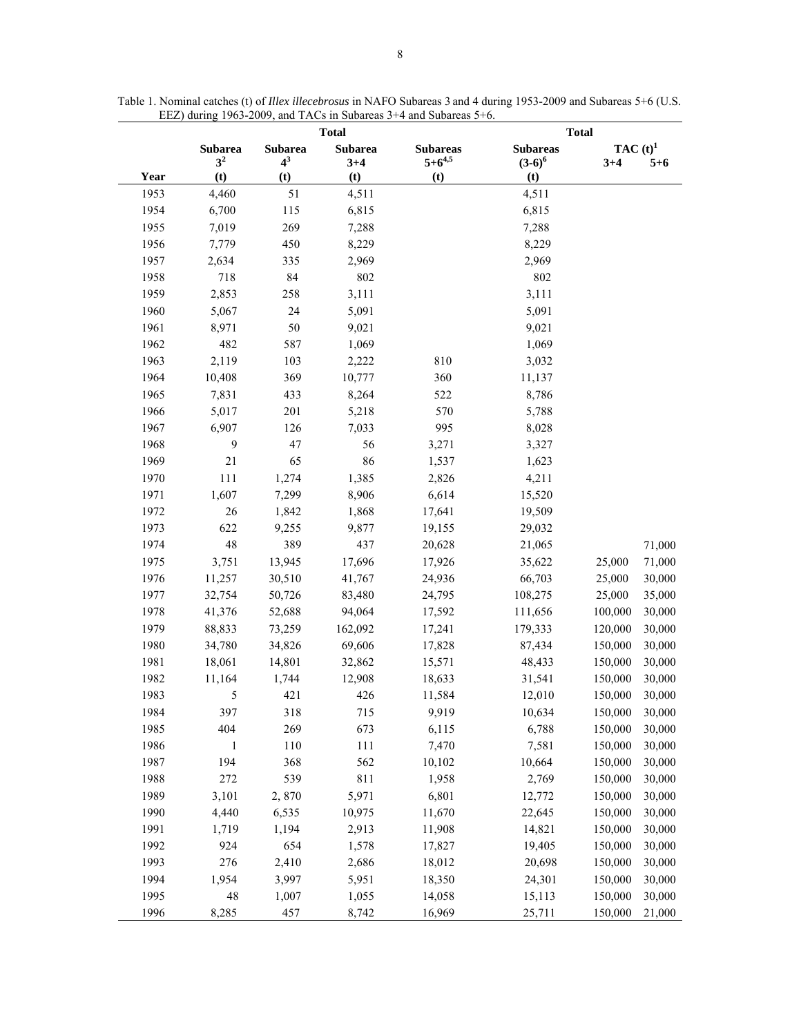Table 1. Nominal catches (t) of *Illex illecebrosus* in NAFO Subareas 3 and 4 during 1953-2009 and Subareas 5+6 (U.S. EEZ) during 1963-2009, and TACs in Subareas 3+4 and Subareas 5+6.

| Year | Subarea 3[2] (t) | Subarea 4[3] (t) | Total Subarea 3+4 (t) | Subareas 5+6[4,5] (t) | Total Subareas (3-6)[6] (t) | TAC (t)[1] 3+4 | TAC (t)[1] 5+6 |
|---|---|---|---|---|---|---|---|
| 1953 | 4,460 | 51 | 4,511 | | 4,511 | | |
| 1954 | 6,700 | 115 | 6,815 | | 6,815 | | |
| 1955 | 7,019 | 269 | 7,288 | | 7,288 | | |
| 1956 | 7,779 | 450 | 8,229 | | 8,229 | | |
| 1957 | 2,634 | 335 | 2,969 | | 2,969 | | |
| 1958 | 718 | 84 | 802 | | 802 | | |
| 1959 | 2,853 | 258 | 3,111 | | 3,111 | | |
| 1960 | 5,067 | 24 | 5,091 | | 5,091 | | |
| 1961 | 8,971 | 50 | 9,021 | | 9,021 | | |
| 1962 | 482 | 587 | 1,069 | | 1,069 | | |
| 1963 | 2,119 | 103 | 2,222 | 810 | 3,032 | | |
| 1964 | 10,408 | 369 | 10,777 | 360 | 11,137 | | |
| 1965 | 7,831 | 433 | 8,264 | 522 | 8,786 | | |
| 1966 | 5,017 | 201 | 5,218 | 570 | 5,788 | | |
| 1967 | 6,907 | 126 | 7,033 | 995 | 8,028 | | |
| 1968 | 9 | 47 | 56 | 3,271 | 3,327 | | |
| 1969 | 21 | 65 | 86 | 1,537 | 1,623 | | |
| 1970 | 111 | 1,274 | 1,385 | 2,826 | 4,211 | | |
| 1971 | 1,607 | 7,299 | 8,906 | 6,614 | 15,520 | | |
| 1972 | 26 | 1,842 | 1,868 | 17,641 | 19,509 | | |
| 1973 | 622 | 9,255 | 9,877 | 19,155 | 29,032 | | |
| 1974 | 48 | 389 | 437 | 20,628 | 21,065 | | 71,000 |
| 1975 | 3,751 | 13,945 | 17,696 | 17,926 | 35,622 | 25,000 | 71,000 |
| 1976 | 11,257 | 30,510 | 41,767 | 24,936 | 66,703 | 25,000 | 30,000 |
| 1977 | 32,754 | 50,726 | 83,480 | 24,795 | 108,275 | 25,000 | 35,000 |
| 1978 | 41,376 | 52,688 | 94,064 | 17,592 | 111,656 | 100,000 | 30,000 |
| 1979 | 88,833 | 73,259 | 162,092 | 17,241 | 179,333 | 120,000 | 30,000 |
| 1980 | 34,780 | 34,826 | 69,606 | 17,828 | 87,434 | 150,000 | 30,000 |
| 1981 | 18,061 | 14,801 | 32,862 | 15,571 | 48,433 | 150,000 | 30,000 |
| 1982 | 11,164 | 1,744 | 12,908 | 18,633 | 31,541 | 150,000 | 30,000 |
| 1983 | 5 | 421 | 426 | 11,584 | 12,010 | 150,000 | 30,000 |
| 1984 | 397 | 318 | 715 | 9,919 | 10,634 | 150,000 | 30,000 |
| 1985 | 404 | 269 | 673 | 6,115 | 6,788 | 150,000 | 30,000 |
| 1986 | 1 | 110 | 111 | 7,470 | 7,581 | 150,000 | 30,000 |
| 1987 | 194 | 368 | 562 | 10,102 | 10,664 | 150,000 | 30,000 |
| 1988 | 272 | 539 | 811 | 1,958 | 2,769 | 150,000 | 30,000 |
| 1989 | 3,101 | 2, 870 | 5,971 | 6,801 | 12,772 | 150,000 | 30,000 |
| 1990 | 4,440 | 6,535 | 10,975 | 11,670 | 22,645 | 150,000 | 30,000 |
| 1991 | 1,719 | 1,194 | 2,913 | 11,908 | 14,821 | 150,000 | 30,000 |
| 1992 | 924 | 654 | 1,578 | 17,827 | 19,405 | 150,000 | 30,000 |
| 1993 | 276 | 2,410 | 2,686 | 18,012 | 20,698 | 150,000 | 30,000 |
| 1994 | 1,954 | 3,997 | 5,951 | 18,350 | 24,301 | 150,000 | 30,000 |
| 1995 | 48 | 1,007 | 1,055 | 14,058 | 15,113 | 150,000 | 30,000 |
| 1996 | 8,285 | 457 | 8,742 | 16,969 | 25,711 | 150,000 | 21,000 |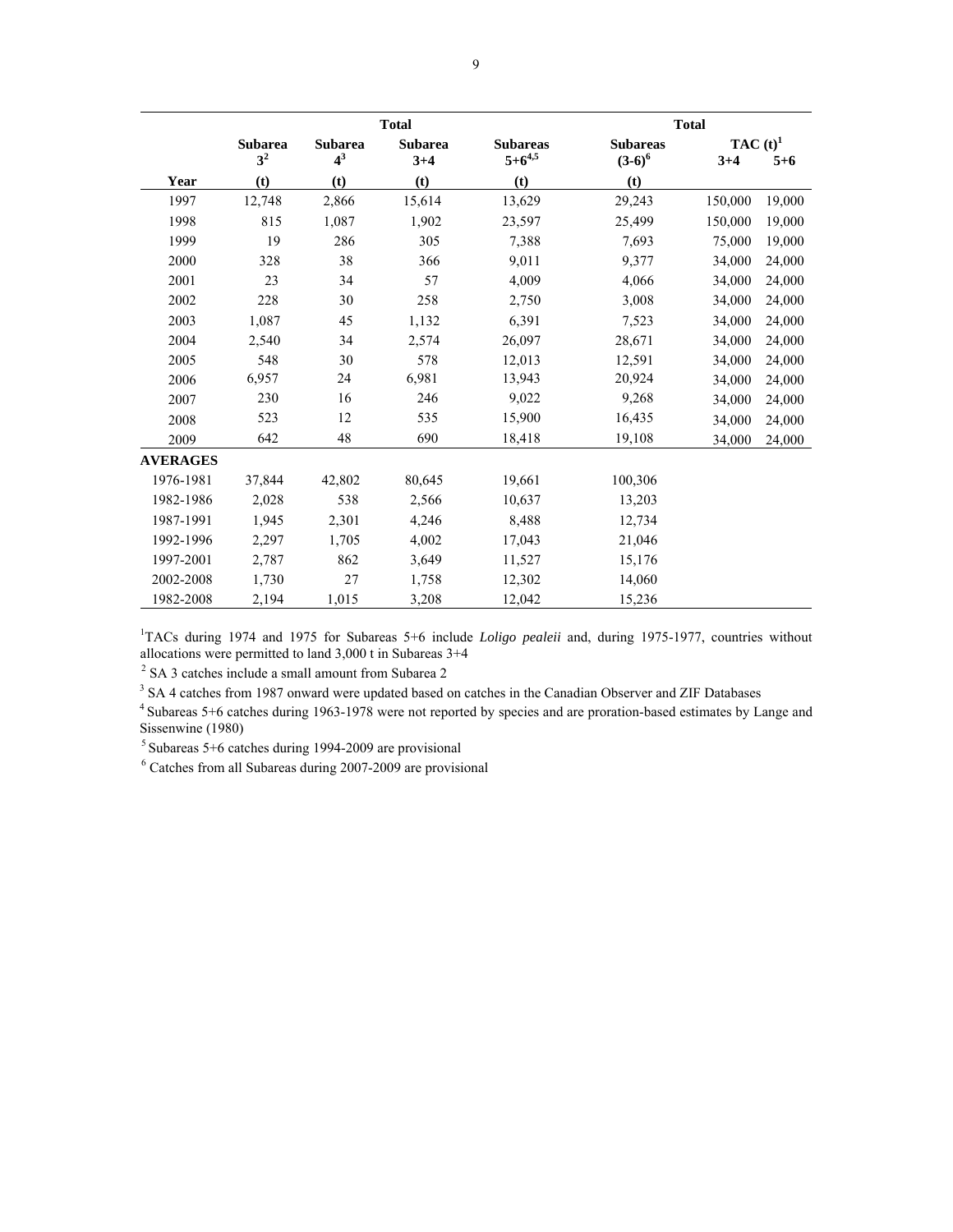| | | | Total | | Total | | |
|---|---|---|---|---|---|---|---|
| | Subarea 3[2] | Subarea 4[3] | Subarea 3+4 | Subareas 5+6[4,5] | Subareas (3-6)[6] | TAC (t)[1] | |
| Year | (t) | (t) | (t) | (t) | (t) | 3+4 | 5+6 |
| 1997 | 12,748 | 2,866 | 15,614 | 13,629 | 29,243 | 150,000 | 19,000 |
| 1998 | 815 | 1,087 | 1,902 | 23,597 | 25,499 | 150,000 | 19,000 |
| 1999 | 19 | 286 | 305 | 7,388 | 7,693 | 75,000 | 19,000 |
| 2000 | 328 | 38 | 366 | 9,011 | 9,377 | 34,000 | 24,000 |
| 2001 | 23 | 34 | 57 | 4,009 | 4,066 | 34,000 | 24,000 |
| 2002 | 228 | 30 | 258 | 2,750 | 3,008 | 34,000 | 24,000 |
| 2003 | 1,087 | 45 | 1,132 | 6,391 | 7,523 | 34,000 | 24,000 |
| 2004 | 2,540 | 34 | 2,574 | 26,097 | 28,671 | 34,000 | 24,000 |
| 2005 | 548 | 30 | 578 | 12,013 | 12,591 | 34,000 | 24,000 |
| 2006 | 6,957 | 24 | 6,981 | 13,943 | 20,924 | 34,000 | 24,000 |
| 2007 | 230 | 16 | 246 | 9,022 | 9,268 | 34,000 | 24,000 |
| 2008 | 523 | 12 | 535 | 15,900 | 16,435 | 34,000 | 24,000 |
| 2009 | 642 | 48 | 690 | 18,418 | 19,108 | 34,000 | 24,000 |
| **AVERAGES** | | | | | | | |
| 1976-1981 | 37,844 | 42,802 | 80,645 | 19,661 | 100,306 | | |
| 1982-1986 | 2,028 | 538 | 2,566 | 10,637 | 13,203 | | |
| 1987-1991 | 1,945 | 2,301 | 4,246 | 8,488 | 12,734 | | |
| 1992-1996 | 2,297 | 1,705 | 4,002 | 17,043 | 21,046 | | |
| 1997-2001 | 2,787 | 862 | 3,649 | 11,527 | 15,176 | | |
| 2002-2008 | 1,730 | 27 | 1,758 | 12,302 | 14,060 | | |
| 1982-2008 | 2,194 | 1,015 | 3,208 | 12,042 | 15,236 | | |

[1]TACs during 1974 and 1975 for Subareas 5+6 include *Loligo pealeii* and, during 1975-1977, countries without allocations were permitted to land 3,000 t in Subareas 3+4

[2] SA 3 catches include a small amount from Subarea 2

[3] SA 4 catches from 1987 onward were updated based on catches in the Canadian Observer and ZIF Databases

[4] Subareas 5+6 catches during 1963-1978 were not reported by species and are proration-based estimates by Lange and Sissenwine (1980)

[5] Subareas 5+6 catches during 1994-2009 are provisional

[6] Catches from all Subareas during 2007-2009 are provisional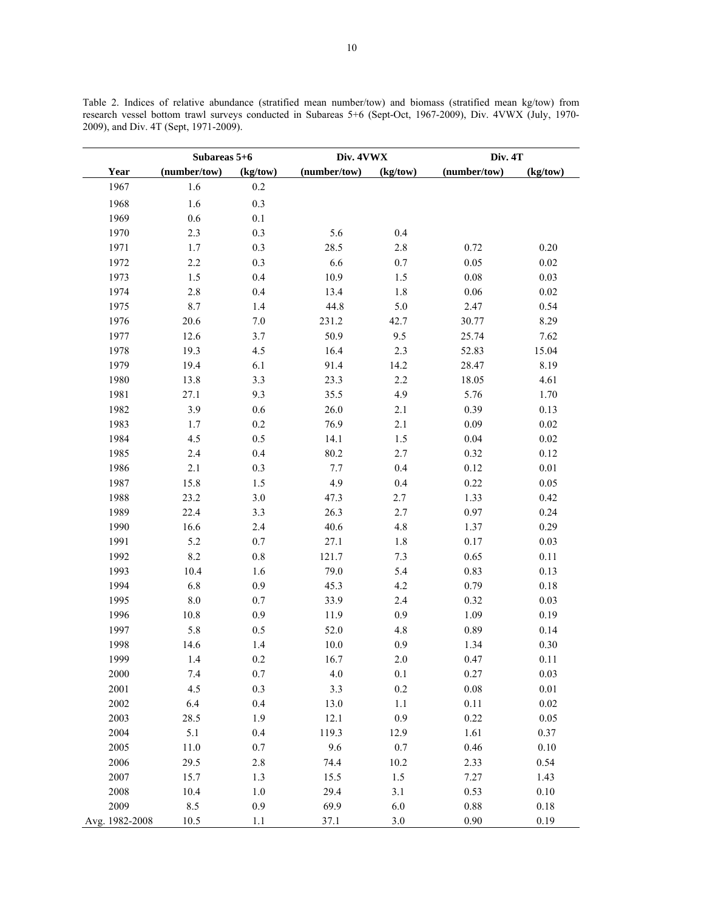Table 2. Indices of relative abundance (stratified mean number/tow) and biomass (stratified mean kg/tow) from research vessel bottom trawl surveys conducted in Subareas 5+6 (Sept-Oct, 1967-2009), Div. 4VWX (July, 1970-2009), and Div. 4T (Sept, 1971-2009).

| | Subareas 5+6 | | Div. 4VWX | | Div. 4T | |
|---|---|---|---|---|---|---|
| **Year** | **(number/tow)** | **(kg/tow)** | **(number/tow)** | **(kg/tow)** | **(number/tow)** | **(kg/tow)** |
| 1967 | 1.6 | 0.2 | | | | |
| 1968 | 1.6 | 0.3 | | | | |
| 1969 | 0.6 | 0.1 | | | | |
| 1970 | 2.3 | 0.3 | 5.6 | 0.4 | | |
| 1971 | 1.7 | 0.3 | 28.5 | 2.8 | 0.72 | 0.20 |
| 1972 | 2.2 | 0.3 | 6.6 | 0.7 | 0.05 | 0.02 |
| 1973 | 1.5 | 0.4 | 10.9 | 1.5 | 0.08 | 0.03 |
| 1974 | 2.8 | 0.4 | 13.4 | 1.8 | 0.06 | 0.02 |
| 1975 | 8.7 | 1.4 | 44.8 | 5.0 | 2.47 | 0.54 |
| 1976 | 20.6 | 7.0 | 231.2 | 42.7 | 30.77 | 8.29 |
| 1977 | 12.6 | 3.7 | 50.9 | 9.5 | 25.74 | 7.62 |
| 1978 | 19.3 | 4.5 | 16.4 | 2.3 | 52.83 | 15.04 |
| 1979 | 19.4 | 6.1 | 91.4 | 14.2 | 28.47 | 8.19 |
| 1980 | 13.8 | 3.3 | 23.3 | 2.2 | 18.05 | 4.61 |
| 1981 | 27.1 | 9.3 | 35.5 | 4.9 | 5.76 | 1.70 |
| 1982 | 3.9 | 0.6 | 26.0 | 2.1 | 0.39 | 0.13 |
| 1983 | 1.7 | 0.2 | 76.9 | 2.1 | 0.09 | 0.02 |
| 1984 | 4.5 | 0.5 | 14.1 | 1.5 | 0.04 | 0.02 |
| 1985 | 2.4 | 0.4 | 80.2 | 2.7 | 0.32 | 0.12 |
| 1986 | 2.1 | 0.3 | 7.7 | 0.4 | 0.12 | 0.01 |
| 1987 | 15.8 | 1.5 | 4.9 | 0.4 | 0.22 | 0.05 |
| 1988 | 23.2 | 3.0 | 47.3 | 2.7 | 1.33 | 0.42 |
| 1989 | 22.4 | 3.3 | 26.3 | 2.7 | 0.97 | 0.24 |
| 1990 | 16.6 | 2.4 | 40.6 | 4.8 | 1.37 | 0.29 |
| 1991 | 5.2 | 0.7 | 27.1 | 1.8 | 0.17 | 0.03 |
| 1992 | 8.2 | 0.8 | 121.7 | 7.3 | 0.65 | 0.11 |
| 1993 | 10.4 | 1.6 | 79.0 | 5.4 | 0.83 | 0.13 |
| 1994 | 6.8 | 0.9 | 45.3 | 4.2 | 0.79 | 0.18 |
| 1995 | 8.0 | 0.7 | 33.9 | 2.4 | 0.32 | 0.03 |
| 1996 | 10.8 | 0.9 | 11.9 | 0.9 | 1.09 | 0.19 |
| 1997 | 5.8 | 0.5 | 52.0 | 4.8 | 0.89 | 0.14 |
| 1998 | 14.6 | 1.4 | 10.0 | 0.9 | 1.34 | 0.30 |
| 1999 | 1.4 | 0.2 | 16.7 | 2.0 | 0.47 | 0.11 |
| 2000 | 7.4 | 0.7 | 4.0 | 0.1 | 0.27 | 0.03 |
| 2001 | 4.5 | 0.3 | 3.3 | 0.2 | 0.08 | 0.01 |
| 2002 | 6.4 | 0.4 | 13.0 | 1.1 | 0.11 | 0.02 |
| 2003 | 28.5 | 1.9 | 12.1 | 0.9 | 0.22 | 0.05 |
| 2004 | 5.1 | 0.4 | 119.3 | 12.9 | 1.61 | 0.37 |
| 2005 | 11.0 | 0.7 | 9.6 | 0.7 | 0.46 | 0.10 |
| 2006 | 29.5 | 2.8 | 74.4 | 10.2 | 2.33 | 0.54 |
| 2007 | 15.7 | 1.3 | 15.5 | 1.5 | 7.27 | 1.43 |
| 2008 | 10.4 | 1.0 | 29.4 | 3.1 | 0.53 | 0.10 |
| 2009 | 8.5 | 0.9 | 69.9 | 6.0 | 0.88 | 0.18 |
| Avg. 1982-2008 | 10.5 | 1.1 | 37.1 | 3.0 | 0.90 | 0.19 |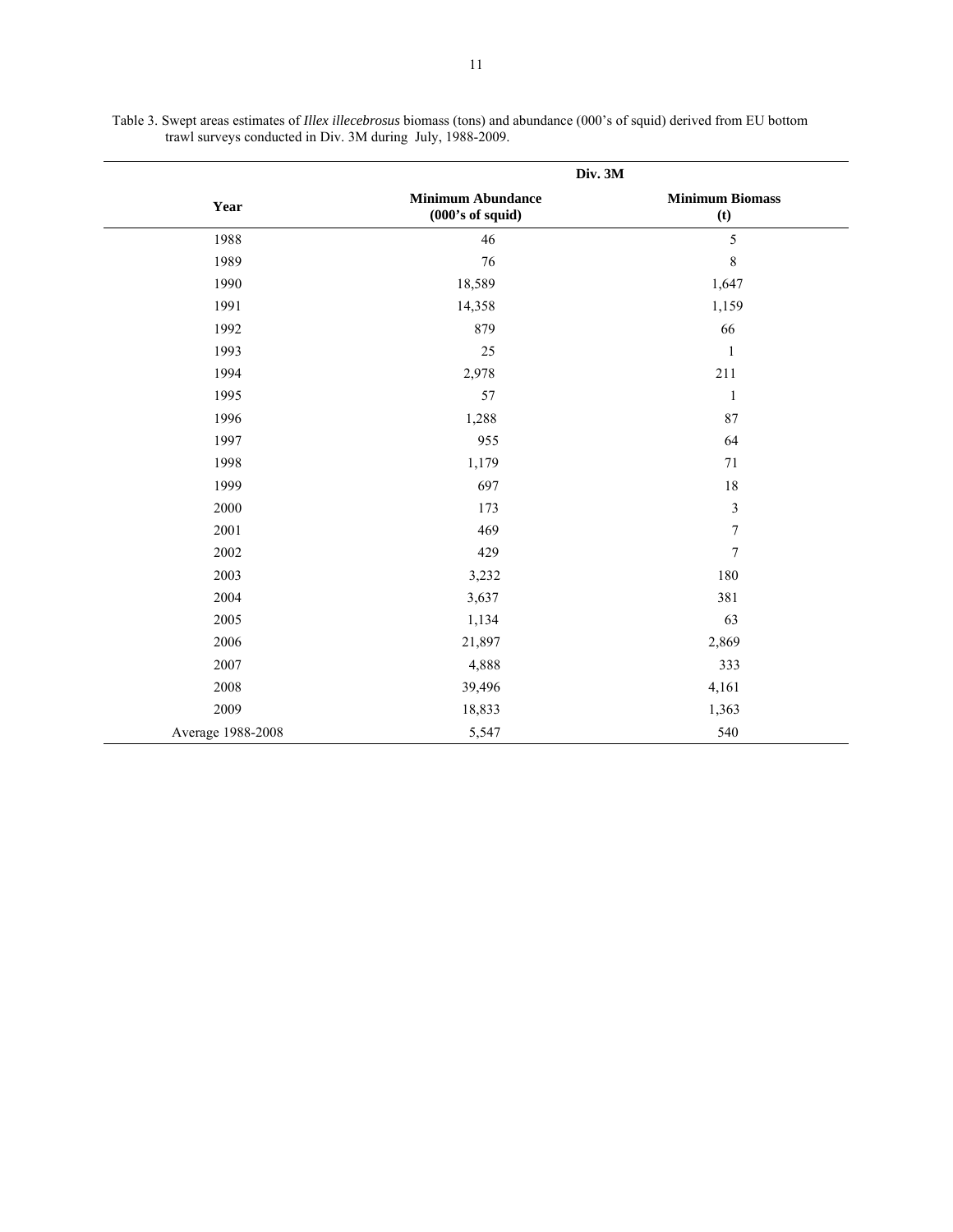Table 3. Swept areas estimates of *Illex illecebrosus* biomass (tons) and abundance (000's of squid) derived from EU bottom trawl surveys conducted in Div. 3M during July, 1988-2009.

| | Div. 3M | |
|---|---|---|
| **Year** | **Minimum Abundance (000's of squid)** | **Minimum Biomass (t)** |
| 1988 | 46 | 5 |
| 1989 | 76 | 8 |
| 1990 | 18,589 | 1,647 |
| 1991 | 14,358 | 1,159 |
| 1992 | 879 | 66 |
| 1993 | 25 | 1 |
| 1994 | 2,978 | 211 |
| 1995 | 57 | 1 |
| 1996 | 1,288 | 87 |
| 1997 | 955 | 64 |
| 1998 | 1,179 | 71 |
| 1999 | 697 | 18 |
| 2000 | 173 | 3 |
| 2001 | 469 | 7 |
| 2002 | 429 | 7 |
| 2003 | 3,232 | 180 |
| 2004 | 3,637 | 381 |
| 2005 | 1,134 | 63 |
| 2006 | 21,897 | 2,869 |
| 2007 | 4,888 | 333 |
| 2008 | 39,496 | 4,161 |
| 2009 | 18,833 | 1,363 |
| Average 1988-2008 | 5,547 | 540 |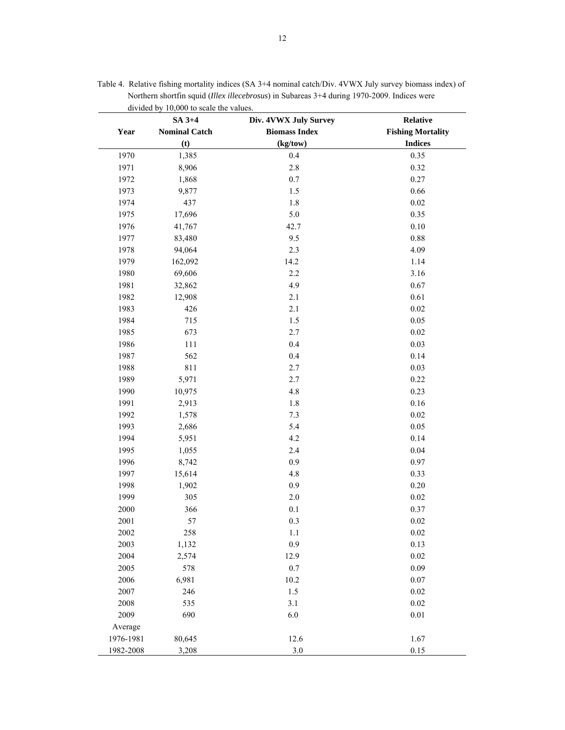Table 4. Relative fishing mortality indices (SA 3+4 nominal catch/Div. 4VWX July survey biomass index) of Northern shortfin squid (*Illex illecebrosus*) in Subareas 3+4 during 1970-2009. Indices were divided by 10,000 to scale the values.

| Year | SA 3+4 Nominal Catch (t) | Div. 4VWX July Survey Biomass Index (kg/tow) | Relative Fishing Mortality Indices |
|---|---|---|---|
| 1970 | 1,385 | 0.4 | 0.35 |
| 1971 | 8,906 | 2.8 | 0.32 |
| 1972 | 1,868 | 0.7 | 0.27 |
| 1973 | 9,877 | 1.5 | 0.66 |
| 1974 | 437 | 1.8 | 0.02 |
| 1975 | 17,696 | 5.0 | 0.35 |
| 1976 | 41,767 | 42.7 | 0.10 |
| 1977 | 83,480 | 9.5 | 0.88 |
| 1978 | 94,064 | 2.3 | 4.09 |
| 1979 | 162,092 | 14.2 | 1.14 |
| 1980 | 69,606 | 2.2 | 3.16 |
| 1981 | 32,862 | 4.9 | 0.67 |
| 1982 | 12,908 | 2.1 | 0.61 |
| 1983 | 426 | 2.1 | 0.02 |
| 1984 | 715 | 1.5 | 0.05 |
| 1985 | 673 | 2.7 | 0.02 |
| 1986 | 111 | 0.4 | 0.03 |
| 1987 | 562 | 0.4 | 0.14 |
| 1988 | 811 | 2.7 | 0.03 |
| 1989 | 5,971 | 2.7 | 0.22 |
| 1990 | 10,975 | 4.8 | 0.23 |
| 1991 | 2,913 | 1.8 | 0.16 |
| 1992 | 1,578 | 7.3 | 0.02 |
| 1993 | 2,686 | 5.4 | 0.05 |
| 1994 | 5,951 | 4.2 | 0.14 |
| 1995 | 1,055 | 2.4 | 0.04 |
| 1996 | 8,742 | 0.9 | 0.97 |
| 1997 | 15,614 | 4.8 | 0.33 |
| 1998 | 1,902 | 0.9 | 0.20 |
| 1999 | 305 | 2.0 | 0.02 |
| 2000 | 366 | 0.1 | 0.37 |
| 2001 | 57 | 0.3 | 0.02 |
| 2002 | 258 | 1.1 | 0.02 |
| 2003 | 1,132 | 0.9 | 0.13 |
| 2004 | 2,574 | 12.9 | 0.02 |
| 2005 | 578 | 0.7 | 0.09 |
| 2006 | 6,981 | 10.2 | 0.07 |
| 2007 | 246 | 1.5 | 0.02 |
| 2008 | 535 | 3.1 | 0.02 |
| 2009 | 690 | 6.0 | 0.01 |
| Average | | | |
| 1976-1981 | 80,645 | 12.6 | 1.67 |
| 1982-2008 | 3,208 | 3.0 | 0.15 |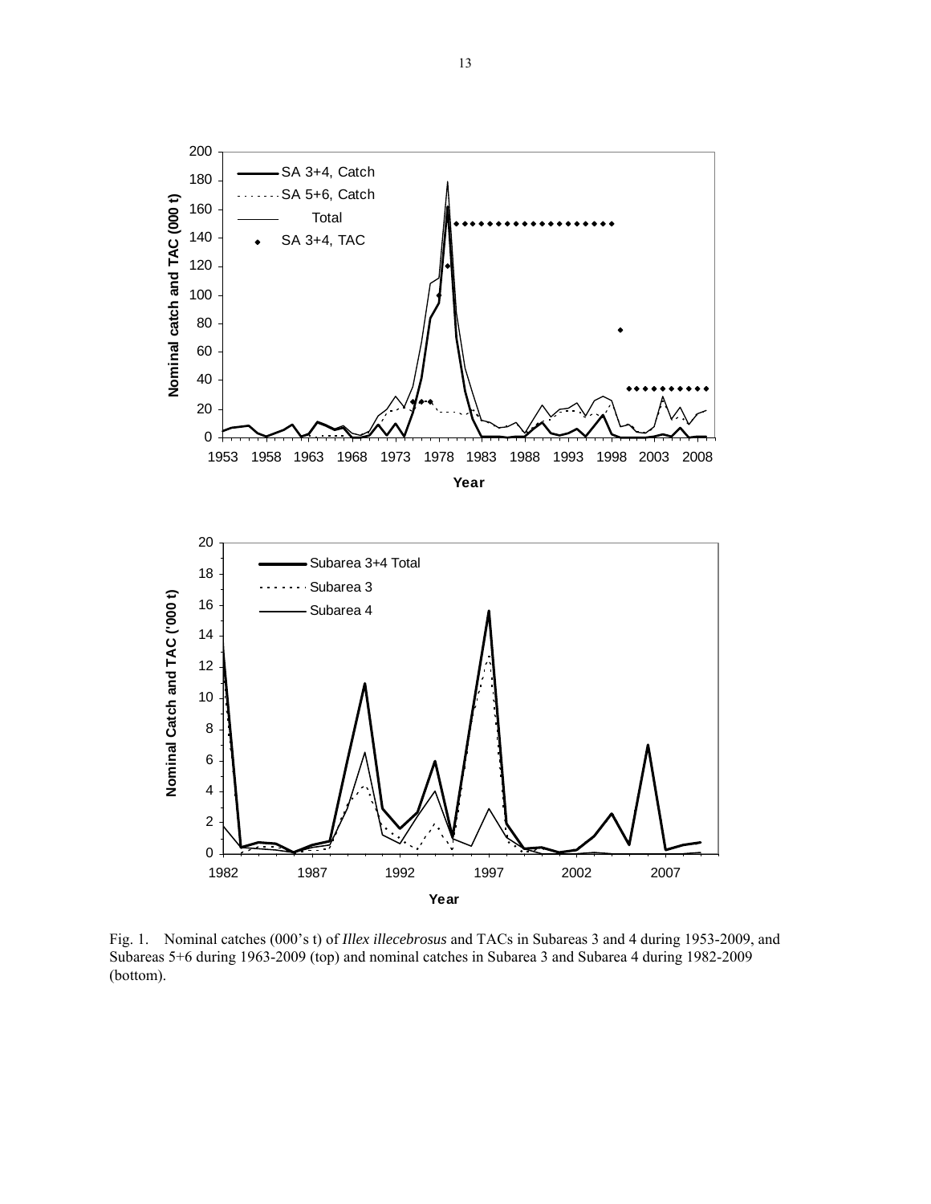Fig. 1. Nominal catches (000's t) of *Illex illecebrosus* and TACs in Subareas 3 and 4 during 1953-2009, and Subareas 5+6 during 1963-2009 (top) and nominal catches in Subarea 3 and Subarea 4 during 1982-2009 (bottom).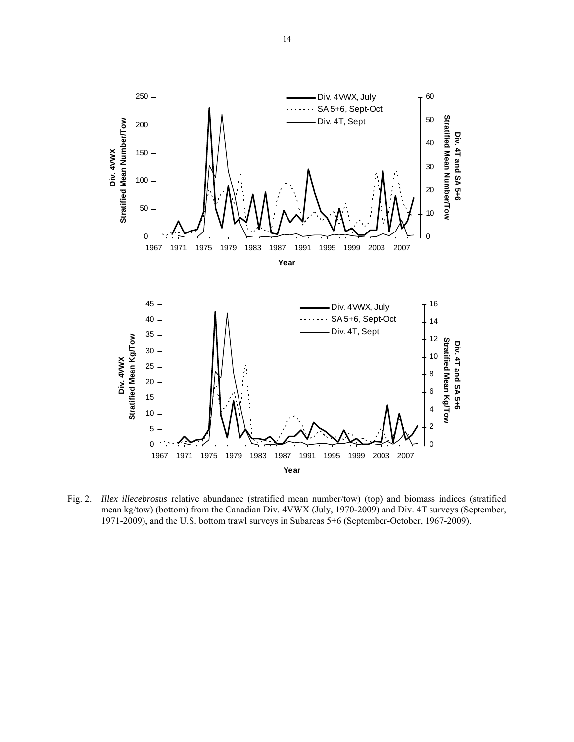Fig. 2. *Illex illecebrosus* relative abundance (stratified mean number/tow) (top) and biomass indices (stratified mean kg/tow) (bottom) from the Canadian Div. 4VWX (July, 1970-2009) and Div. 4T surveys (September, 1971-2009), and the U.S. bottom trawl surveys in Subareas 5+6 (September-October, 1967-2009).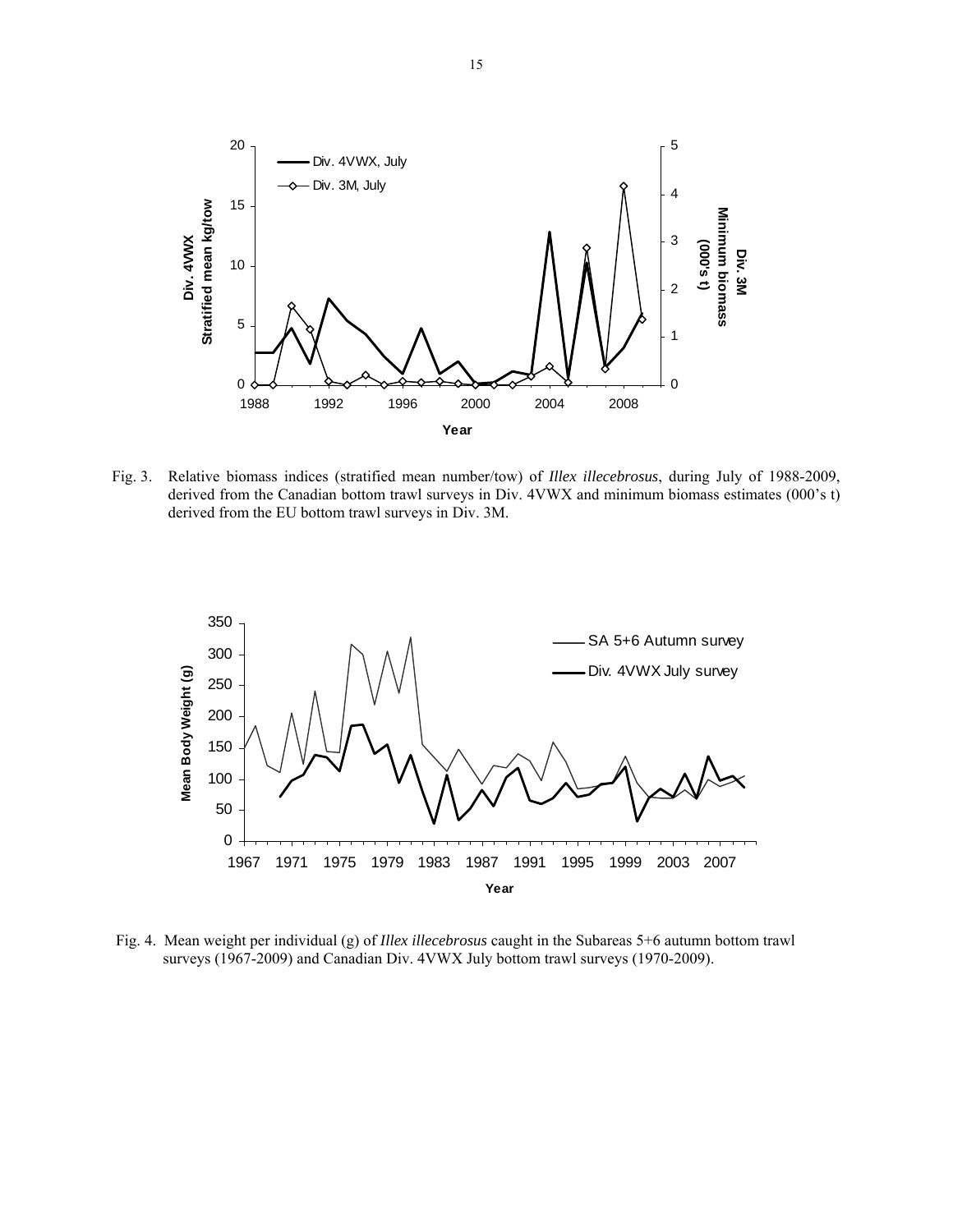Fig. 3. Relative biomass indices (stratified mean number/tow) of *Illex illecebrosus*, during July of 1988-2009, derived from the Canadian bottom trawl surveys in Div. 4VWX and minimum biomass estimates (000's t) derived from the EU bottom trawl surveys in Div. 3M.

Fig. 4. Mean weight per individual (g) of *Illex illecebrosus* caught in the Subareas 5+6 autumn bottom trawl surveys (1967-2009) and Canadian Div. 4VWX July bottom trawl surveys (1970-2009).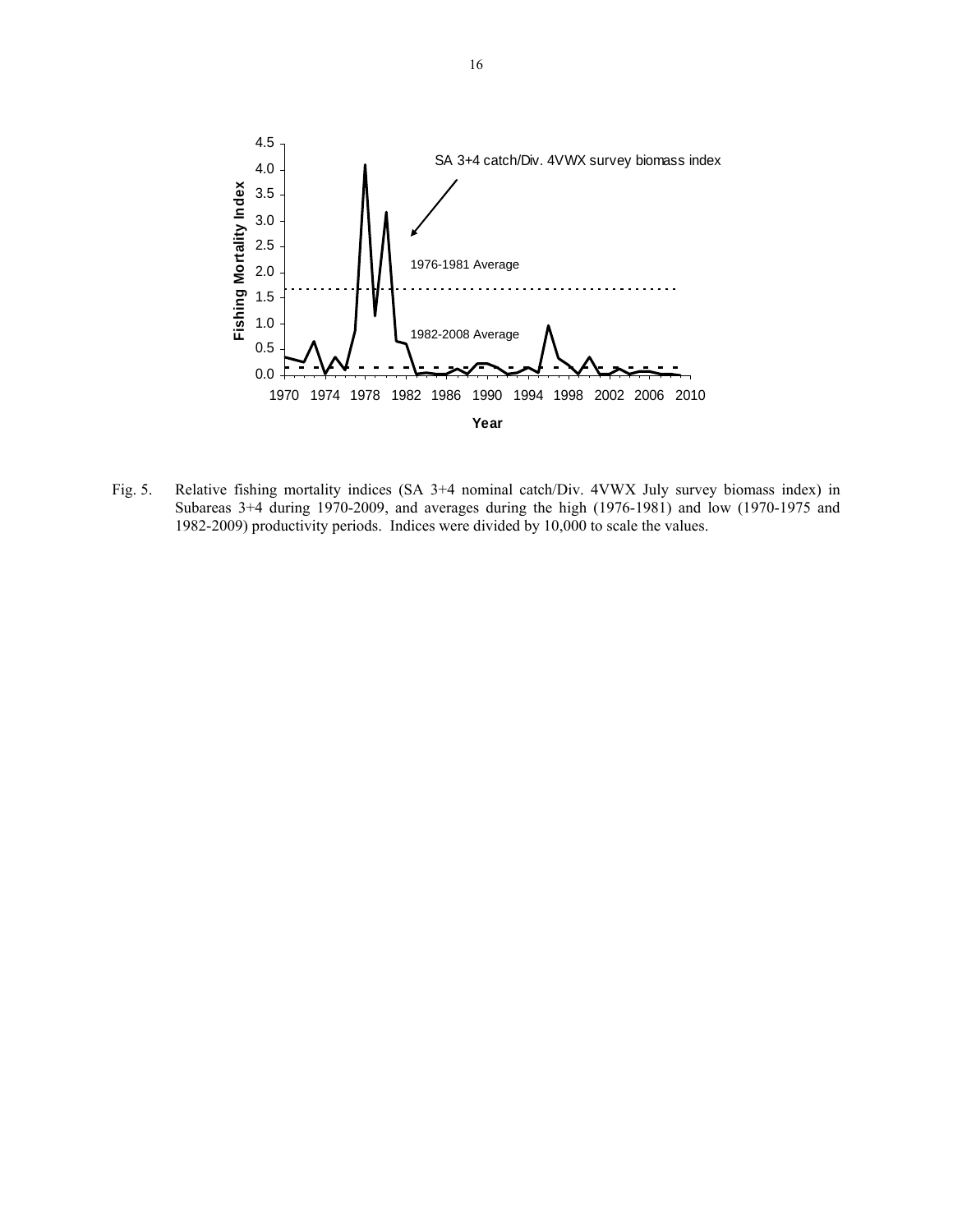SA 3+4 catch/Div. 4VWX survey biomass index

1976-1981 Average

1982-2008 Average

Fishing Mortality Index

4.5
4.0
3.5
3.0
2.5
2.0
1.5
1.0
0.5
0.0

1970 1974 1978 1982 1986 1990 1994 1998 2002 2006 2010

Year

Fig. 5. Relative fishing mortality indices (SA 3+4 nominal catch/Div. 4VWX July survey biomass index) in Subareas 3+4 during 1970-2009, and averages during the high (1976-1981) and low (1970-1975 and 1982-2009) productivity periods. Indices were divided by 10,000 to scale the values.